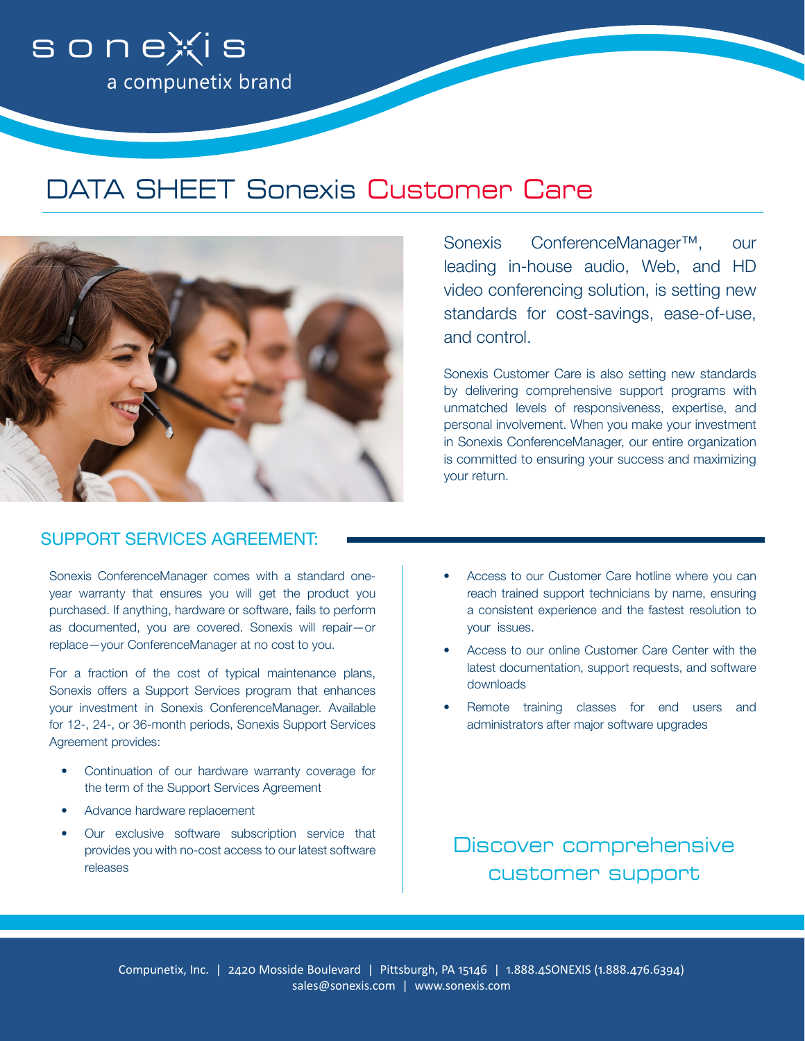sonexis

a compunetix brand

# DATA SHEET Sonexis Customer Care

Sonexis ConferenceManager™, our leading in-house audio, Web, and HD video conferencing solution, is setting new standards for cost-savings, ease-of-use, and control.

Sonexis Customer Care is also setting new standards by delivering comprehensive support programs with unmatched levels of responsiveness, expertise, and personal involvement. When you make your investment in Sonexis ConferenceManager, our entire organization is committed to ensuring your success and maximizing your return.

## SUPPORT SERVICES AGREEMENT:

Sonexis ConferenceManager comes with a standard one-year warranty that ensures you will get the product you purchased. If anything, hardware or software, fails to perform as documented, you are covered. Sonexis will repair—or replace—your ConferenceManager at no cost to you.

For a fraction of the cost of typical maintenance plans, Sonexis offers a Support Services program that enhances your investment in Sonexis ConferenceManager. Available for 12-, 24-, or 36-month periods, Sonexis Support Services Agreement provides:

- Continuation of our hardware warranty coverage for the term of the Support Services Agreement
- Advance hardware replacement
- Our exclusive software subscription service that provides you with no-cost access to our latest software releases
- Access to our Customer Care hotline where you can reach trained support technicians by name, ensuring a consistent experience and the fastest resolution to your issues.
- Access to our online Customer Care Center with the latest documentation, support requests, and software downloads
- Remote training classes for end users and administrators after major software upgrades

Discover comprehensive customer support

Compunetix, Inc. | 2420 Mosside Boulevard | Pittsburgh, PA 15146 | 1.888.4SONEXIS (1.888.476.6394)
sales@sonexis.com | www.sonexis.com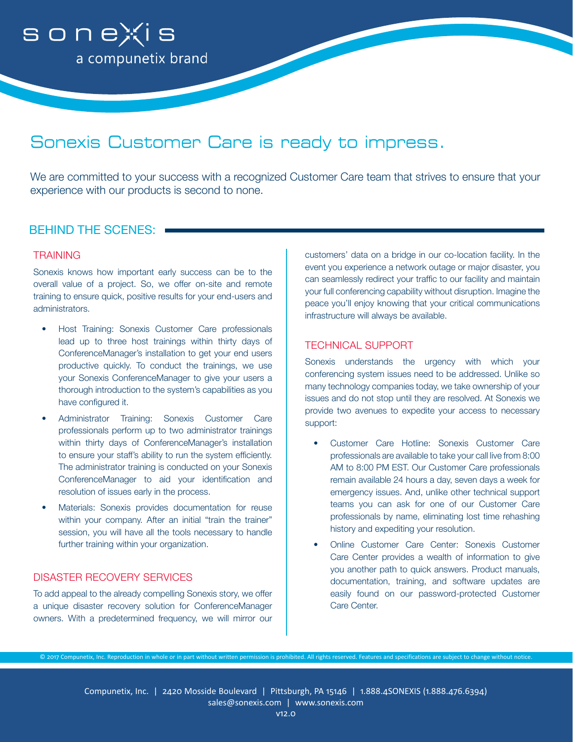sonexis

a compunetix brand

# Sonexis Customer Care is ready to impress.

We are committed to your success with a recognized Customer Care team that strives to ensure that your experience with our products is second to none.

## BEHIND THE SCENES:

### TRAINING

Sonexis knows how important early success can be to the overall value of a project. So, we offer on-site and remote training to ensure quick, positive results for your end-users and administrators.

- Host Training: Sonexis Customer Care professionals lead up to three host trainings within thirty days of ConferenceManager's installation to get your end users productive quickly. To conduct the trainings, we use your Sonexis ConferenceManager to give your users a thorough introduction to the system's capabilities as you have configured it.
- Administrator Training: Sonexis Customer Care professionals perform up to two administrator trainings within thirty days of ConferenceManager's installation to ensure your staff's ability to run the system efficiently. The administrator training is conducted on your Sonexis ConferenceManager to aid your identification and resolution of issues early in the process.
- Materials: Sonexis provides documentation for reuse within your company. After an initial "train the trainer" session, you will have all the tools necessary to handle further training within your organization.

### DISASTER RECOVERY SERVICES

To add appeal to the already compelling Sonexis story, we offer a unique disaster recovery solution for ConferenceManager owners. With a predetermined frequency, we will mirror our customers' data on a bridge in our co-location facility. In the event you experience a network outage or major disaster, you can seamlessly redirect your traffic to our facility and maintain your full conferencing capability without disruption. Imagine the peace you'll enjoy knowing that your critical communications infrastructure will always be available.

### TECHNICAL SUPPORT

Sonexis understands the urgency with which your conferencing system issues need to be addressed. Unlike so many technology companies today, we take ownership of your issues and do not stop until they are resolved. At Sonexis we provide two avenues to expedite your access to necessary support:

- Customer Care Hotline: Sonexis Customer Care professionals are available to take your call live from 8:00 AM to 8:00 PM EST. Our Customer Care professionals remain available 24 hours a day, seven days a week for emergency issues. And, unlike other technical support teams you can ask for one of our Customer Care professionals by name, eliminating lost time rehashing history and expediting your resolution.
- Online Customer Care Center: Sonexis Customer Care Center provides a wealth of information to give you another path to quick answers. Product manuals, documentation, training, and software updates are easily found on our password-protected Customer Care Center.

© 2017 Compunetix, Inc. Reproduction in whole or in part without written permission is prohibited. All rights reserved. Features and specifications are subject to change without notice.

Compunetix, Inc. | 2420 Mosside Boulevard | Pittsburgh, PA 15146 | 1.888.4SONEXIS (1.888.476.6394)
sales@sonexis.com | www.sonexis.com
v12.0